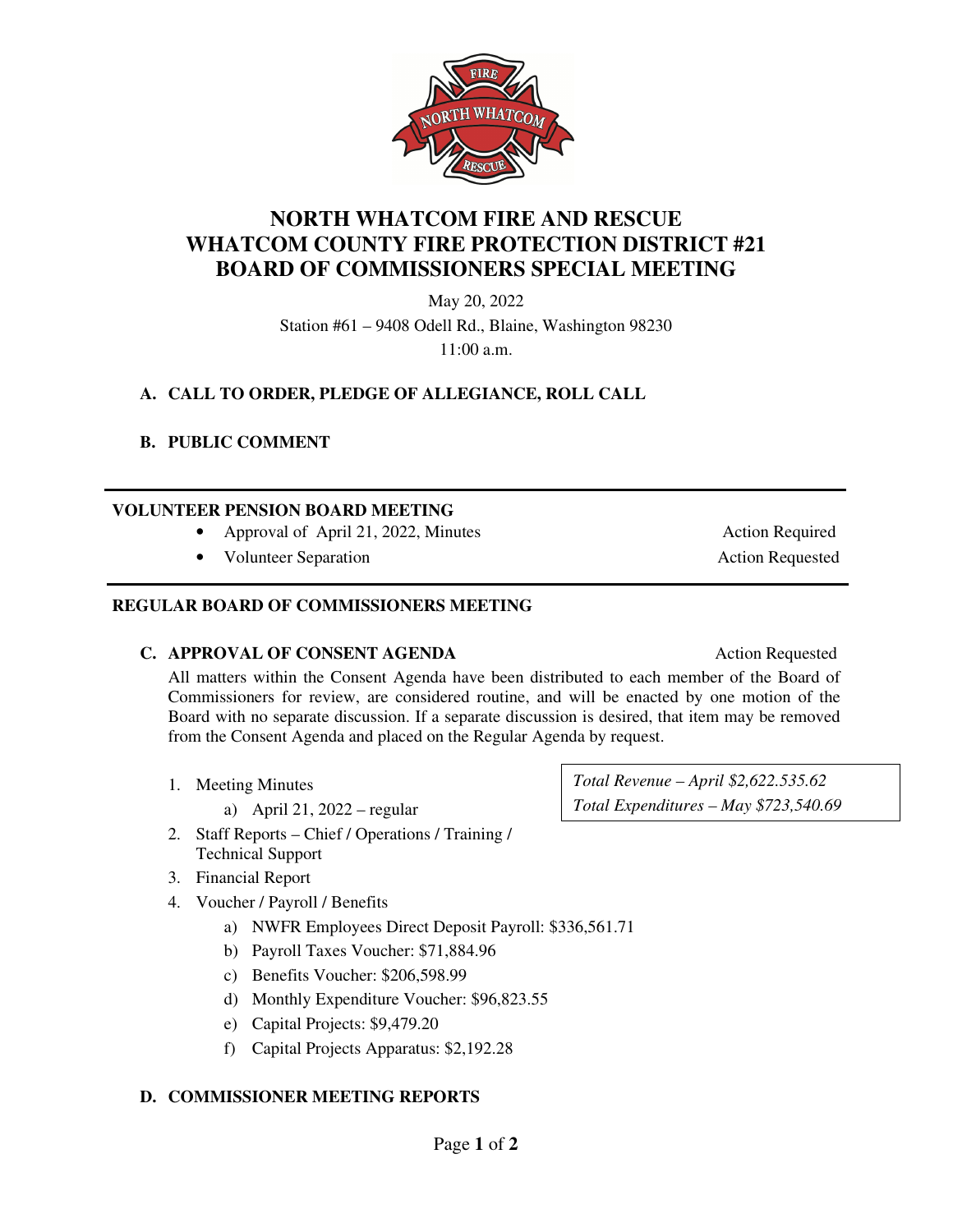# NORTH WHATCOM FIRE AND RESCUE
# WHATCOM COUNTY FIRE PROTECTION DISTRICT #21
# BOARD OF COMMISSIONERS SPECIAL MEETING

May 20, 2022
Station #61 – 9408 Odell Rd., Blaine, Washington 98230
11:00 a.m.

## A. CALL TO ORDER, PLEDGE OF ALLEGIANCE, ROLL CALL

## B. PUBLIC COMMENT

---

## VOLUNTEER PENSION BOARD MEETING

- Approval of April 21, 2022, Minutes — Action Required
- Volunteer Separation — Action Requested

---

## REGULAR BOARD OF COMMISSIONERS MEETING

## C. APPROVAL OF CONSENT AGENDA — Action Requested

All matters within the Consent Agenda have been distributed to each member of the Board of Commissioners for review, are considered routine, and will be enacted by one motion of the Board with no separate discussion. If a separate discussion is desired, that item may be removed from the Consent Agenda and placed on the Regular Agenda by request.

*Total Revenue – April $2,622.535.62*
*Total Expenditures – May $723,540.69*

1. Meeting Minutes
   a) April 21, 2022 – regular
2. Staff Reports – Chief / Operations / Training / Technical Support
3. Financial Report
4. Voucher / Payroll / Benefits
   a) NWFR Employees Direct Deposit Payroll: $336,561.71
   b) Payroll Taxes Voucher: $71,884.96
   c) Benefits Voucher: $206,598.99
   d) Monthly Expenditure Voucher: $96,823.55
   e) Capital Projects: $9,479.20
   f) Capital Projects Apparatus: $2,192.28

## D. COMMISSIONER MEETING REPORTS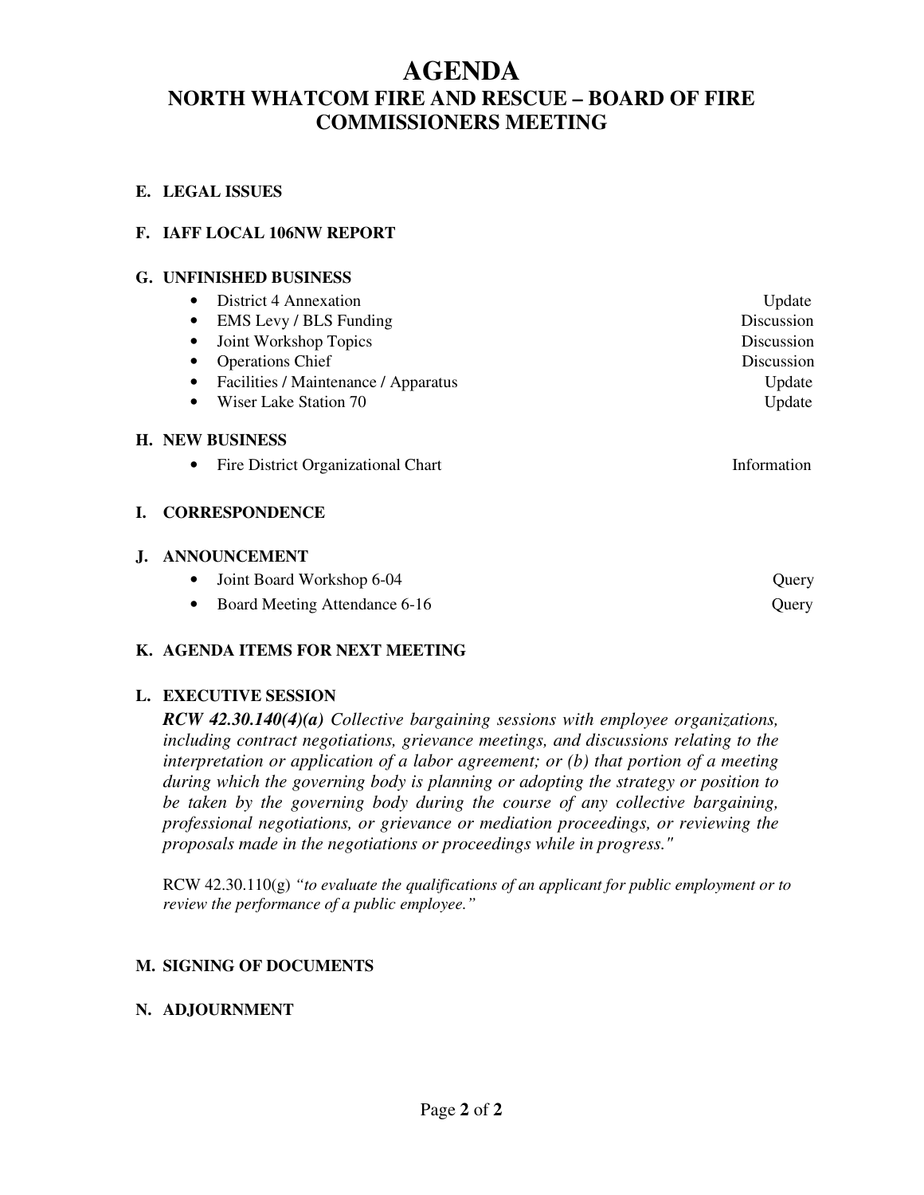# AGENDA

## NORTH WHATCOM FIRE AND RESCUE – BOARD OF FIRE COMMISSIONERS MEETING

**E. LEGAL ISSUES**

**F. IAFF LOCAL 106NW REPORT**

**G. UNFINISHED BUSINESS**

| | |
|---|---|
| • District 4 Annexation | Update |
| • EMS Levy / BLS Funding | Discussion |
| • Joint Workshop Topics | Discussion |
| • Operations Chief | Discussion |
| • Facilities / Maintenance / Apparatus | Update |
| • Wiser Lake Station 70 | Update |

**H. NEW BUSINESS**

| | |
|---|---|
| • Fire District Organizational Chart | Information |

**I. CORRESPONDENCE**

**J. ANNOUNCEMENT**

| | |
|---|---|
| • Joint Board Workshop 6-04 | Query |
| • Board Meeting Attendance 6-16 | Query |

**K. AGENDA ITEMS FOR NEXT MEETING**

**L. EXECUTIVE SESSION**

***RCW 42.30.140(4)(a)*** *Collective bargaining sessions with employee organizations, including contract negotiations, grievance meetings, and discussions relating to the interpretation or application of a labor agreement; or (b) that portion of a meeting during which the governing body is planning or adopting the strategy or position to be taken by the governing body during the course of any collective bargaining, professional negotiations, or grievance or mediation proceedings, or reviewing the proposals made in the negotiations or proceedings while in progress."*

RCW 42.30.110(g) *"to evaluate the qualifications of an applicant for public employment or to review the performance of a public employee."*

**M. SIGNING OF DOCUMENTS**

**N. ADJOURNMENT**